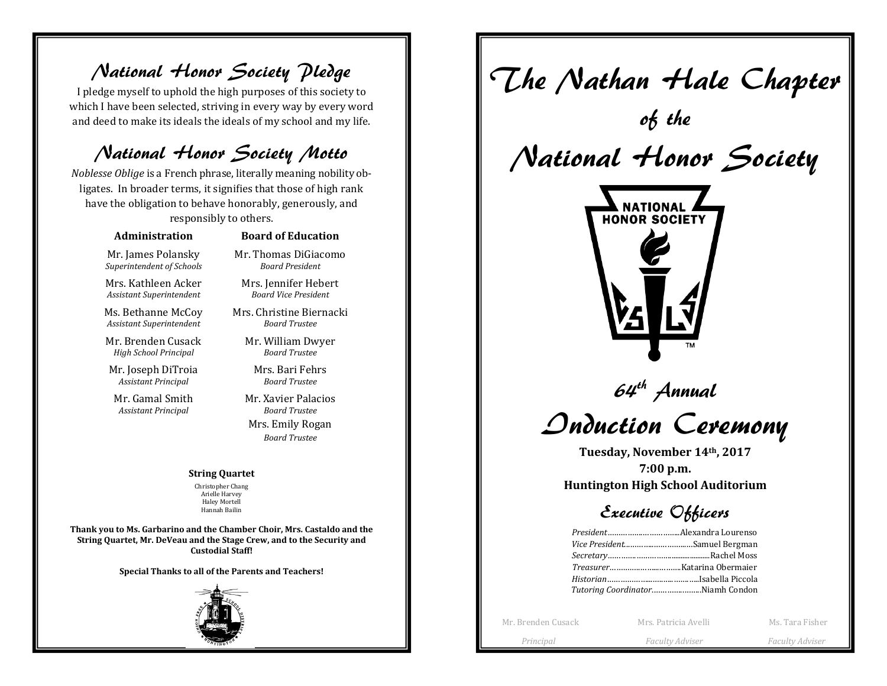## National Honor Society Pledge

I pledge myself to uphold the high purposes of this society to which I have been selected, striving in every way by every word and deed to make its ideals the ideals of my school and my life.

## National Honor Society Motto

*Noblesse Oblige* is a French phrase, literally meaning nobility obligates. In broader terms, it signifies that those of high rank have the obligation to behave honorably, generously, and responsibly to others.

| **Administration** | **Board of Education** |
|---|---|
| Mr. James Polansky<br>*Superintendent of Schools* | Mr. Thomas DiGiacomo<br>*Board President* |
| Mrs. Kathleen Acker<br>*Assistant Superintendent* | Mrs. Jennifer Hebert<br>*Board Vice President* |
| Ms. Bethanne McCoy<br>*Assistant Superintendent* | Mrs. Christine Biernacki<br>*Board Trustee* |
| Mr. Brenden Cusack<br>*High School Principal* | Mr. William Dwyer<br>*Board Trustee* |
| Mr. Joseph DiTroia<br>*Assistant Principal* | Mrs. Bari Fehrs<br>*Board Trustee* |
| Mr. Gamal Smith<br>*Assistant Principal* | Mr. Xavier Palacios<br>*Board Trustee* |
| | Mrs. Emily Rogan<br>*Board Trustee* |

**String Quartet**

Christopher Chang
Arielle Harvey
Haley Mortell
Hannah Bailin

**Thank you to Ms. Garbarino and the Chamber Choir, Mrs. Castaldo and the String Quartet, Mr. DeVeau and the Stage Crew, and to the Security and Custodial Staff!**

**Special Thanks to all of the Parents and Teachers!**

# The Nathan Hale Chapter of the National Honor Society

## 64th Annual Induction Ceremony

**Tuesday, November 14th, 2017**
**7:00 p.m.**
**Huntington High School Auditorium**

## Executive Officers

*President*……………………………Alexandra Lourenso
*Vice President*…………………………Samuel Bergman
*Secretary*…………………………………Rachel Moss
*Treasurer*……………………………Katarina Obermaier
*Historian*……………………………………Isabella Piccola
*Tutoring Coordinator*……………………Niamh Condon

| Mr. Brenden Cusack | Mrs. Patricia Avelli | Ms. Tara Fisher |
|---|---|---|
| *Principal* | *Faculty Adviser* | *Faculty Adviser* |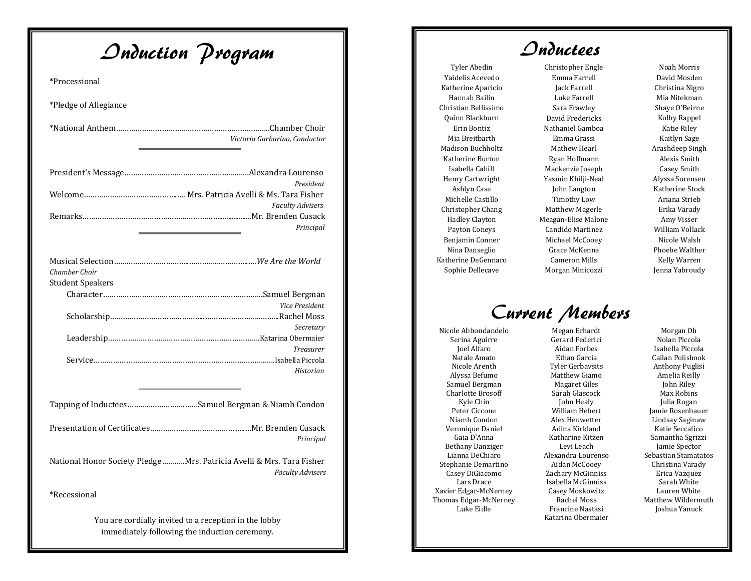# Induction Program

*Processional

*Pledge of Allegiance

*National Anthem……………………………..………………………………..Chamber Choir
*Victoria Garbarino, Conductor*

---

President's Message……………………………………………..……Alexandra Lourenso
*President*

Welcome………………………………………… Mrs. Patricia Avelli & Ms. Tara Fisher
*Faculty Advisers*

Remarks…………………………………………..………...................Mr. Brenden Cusack
*Principal*

---

Musical Selection…………………..……………………………………*We Are the World*
*Chamber Choir*

Student Speakers

- Character…………………………………………………………………Samuel Bergman
  *Vice President*
- Scholarship……………………………..……………………………..…...Rachel Moss
  *Secretary*
- Leadership…………………………………………………………………Katarina Obermaier
  *Treasurer*
- Service……………………………………………………………………….Isabella Piccola
  *Historian*

---

Tapping of Inductees……………………………Samuel Bergman & Niamh Condon

Presentation of Certificates………………………………………Mr. Brenden Cusack
*Principal*

National Honor Society Pledge………..Mrs. Patricia Avelli & Mrs. Tara Fisher
*Faculty Advisers*

*Recessional

You are cordially invited to a reception in the lobby immediately following the induction ceremony.

# Inductees

Tyler Abedin
Yaidelis Acevedo
Katherine Aparicio
Hannah Bailin
Christian Bellissimo
Quinn Blackburn
Erin Bontiz
Mia Breitbarth
Madison Buchholtz
Katherine Burton
Isabella Cahill
Henry Cartwright
Ashlyn Case
Michelle Castillo
Christopher Chang
Hadley Clayton
Payton Coneys
Benjamin Conner
Nina Danseglio
Katherine DeGennaro
Sophie Dellecave
Christopher Engle
Emma Farrell
Jack Farrell
Luke Farrell
Sara Frawley
David Fredericks
Nathaniel Gamboa
Emma Grassi
Mathew Hearl
Ryan Hoffmann
Mackenzie Joseph
Yasmin Khilji-Neal
John Langton
Timothy Low
Matthew Magerle
Meagan-Elise Malone
Candido Martinez
Michael McCooey
Grace McKenna
Cameron Mills
Morgan Minicozzi
Noah Morris
David Mosden
Christina Nigro
Mia Nitekman
Shaye O'Beirne
Kolby Rappel
Katie Riley
Kaitlyn Sage
Arashdeep Singh
Alexis Smith
Casey Smith
Alyssa Sorensen
Katherine Stock
Ariana Strieb
Erika Varady
Amy Visser
William Vollack
Nicole Walsh
Phoebe Walther
Kelly Warren
Jenna Yabroudy

# Current Members

Nicole Abbondandelo
Serina Aguirre
Joel Alfaro
Natale Amato
Nicole Arenth
Alyssa Befumo
Samuel Bergman
Charlotte Brosoff
Kyle Chin
Peter Ciccone
Niamh Condon
Veronique Daniel
Gaia D'Anna
Bethany Danziger
Lianna DeChiaro
Stephanie Demartino
Casey DiGiacomo
Lars Drace
Xavier Edgar-McNerney
Thomas Edgar-McNerney
Luke Eidle
Megan Erhardt
Gerard Federici
Aidan Forbes
Ethan Garcia
Tyler Gerbavsits
Matthew Giamo
Magaret Giles
Sarah Glascock
John Healy
William Hebert
Alex Heuwetter
Adina Kirkland
Katharine Kitzen
Levi Leach
Alexandra Lourenso
Aidan McCooey
Zachary McGinniss
Isabella McGinniss
Casey Moskowitz
Rachel Moss
Francine Nastasi
Katarina Obermaier
Morgan Oh
Nolan Piccola
Isabella Piccola
Cailan Polishook
Anthony Puglisi
Amelia Reilly
John Riley
Max Robins
Julia Rogan
Jamie Rosenbauer
Lindsay Saginaw
Katie Seccafico
Samantha Sgrizzi
Jamie Spector
Sebastian Stamatatos
Christina Varady
Erica Vazquez
Sarah White
Lauren White
Matthew Wildermuth
Joshua Yanuck